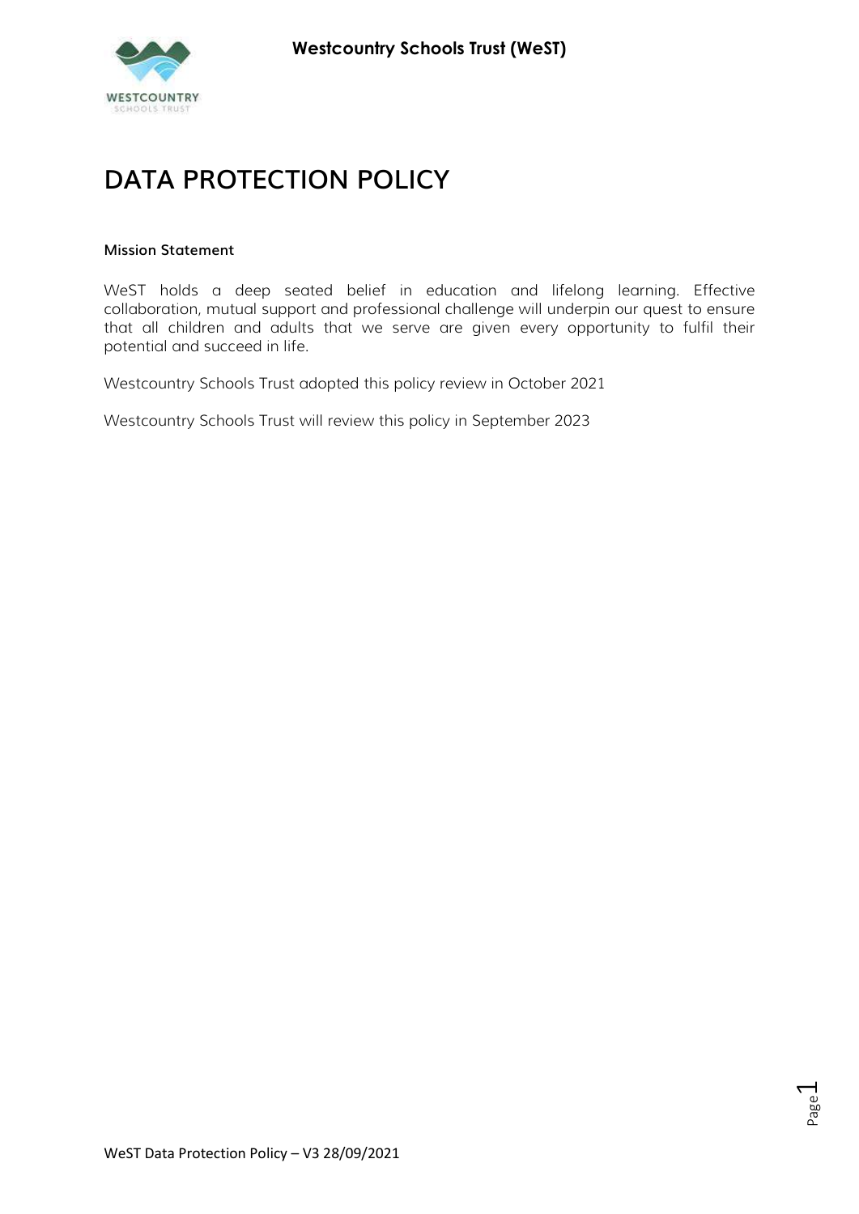# DATA PROTECTION POLICY

**Mission Statement**

WeST holds a deep seated belief in education and lifelong learning. Effective collaboration, mutual support and professional challenge will underpin our quest to ensure that all children and adults that we serve are given every opportunity to fulfil their potential and succeed in life.

Westcountry Schools Trust adopted this policy review in October 2021

Westcountry Schools Trust will review this policy in September 2023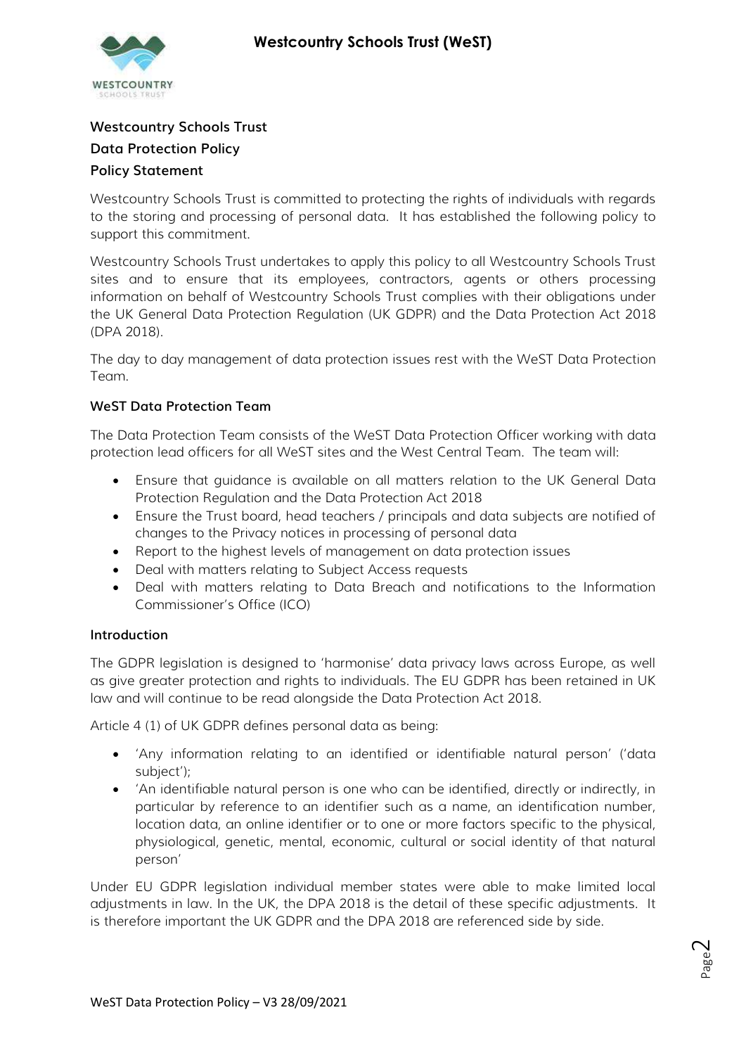**Westcountry Schools Trust**

**Data Protection Policy**

**Policy Statement**

Westcountry Schools Trust is committed to protecting the rights of individuals with regards to the storing and processing of personal data. It has established the following policy to support this commitment.

Westcountry Schools Trust undertakes to apply this policy to all Westcountry Schools Trust sites and to ensure that its employees, contractors, agents or others processing information on behalf of Westcountry Schools Trust complies with their obligations under the UK General Data Protection Regulation (UK GDPR) and the Data Protection Act 2018 (DPA 2018).

The day to day management of data protection issues rest with the WeST Data Protection Team.

**WeST Data Protection Team**

The Data Protection Team consists of the WeST Data Protection Officer working with data protection lead officers for all WeST sites and the West Central Team. The team will:

- Ensure that guidance is available on all matters relation to the UK General Data Protection Regulation and the Data Protection Act 2018
- Ensure the Trust board, head teachers / principals and data subjects are notified of changes to the Privacy notices in processing of personal data
- Report to the highest levels of management on data protection issues
- Deal with matters relating to Subject Access requests
- Deal with matters relating to Data Breach and notifications to the Information Commissioner's Office (ICO)

**Introduction**

The GDPR legislation is designed to 'harmonise' data privacy laws across Europe, as well as give greater protection and rights to individuals. The EU GDPR has been retained in UK law and will continue to be read alongside the Data Protection Act 2018.

Article 4 (1) of UK GDPR defines personal data as being:

- 'Any information relating to an identified or identifiable natural person' ('data subject');
- 'An identifiable natural person is one who can be identified, directly or indirectly, in particular by reference to an identifier such as a name, an identification number, location data, an online identifier or to one or more factors specific to the physical, physiological, genetic, mental, economic, cultural or social identity of that natural person'

Under EU GDPR legislation individual member states were able to make limited local adjustments in law. In the UK, the DPA 2018 is the detail of these specific adjustments. It is therefore important the UK GDPR and the DPA 2018 are referenced side by side.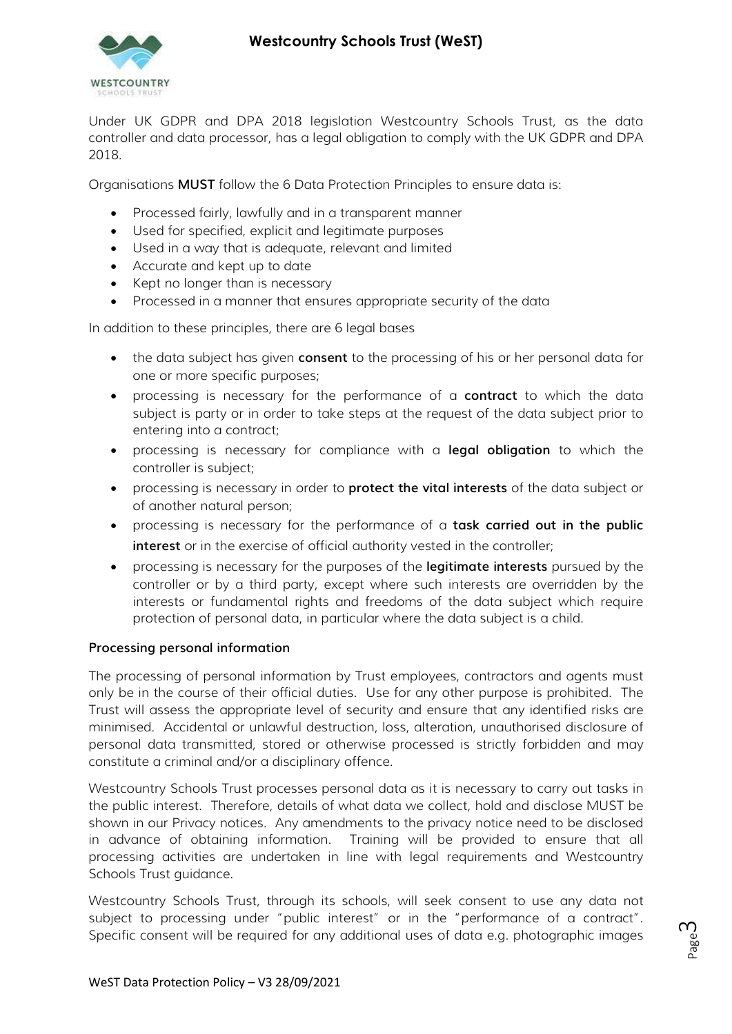Under UK GDPR and DPA 2018 legislation Westcountry Schools Trust, as the data controller and data processor, has a legal obligation to comply with the UK GDPR and DPA 2018.

Organisations **MUST** follow the 6 Data Protection Principles to ensure data is:

- Processed fairly, lawfully and in a transparent manner
- Used for specified, explicit and legitimate purposes
- Used in a way that is adequate, relevant and limited
- Accurate and kept up to date
- Kept no longer than is necessary
- Processed in a manner that ensures appropriate security of the data

In addition to these principles, there are 6 legal bases

- the data subject has given **consent** to the processing of his or her personal data for one or more specific purposes;
- processing is necessary for the performance of a **contract** to which the data subject is party or in order to take steps at the request of the data subject prior to entering into a contract;
- processing is necessary for compliance with a **legal obligation** to which the controller is subject;
- processing is necessary in order to **protect the vital interests** of the data subject or of another natural person;
- processing is necessary for the performance of a **task carried out in the public interest** or in the exercise of official authority vested in the controller;
- processing is necessary for the purposes of the **legitimate interests** pursued by the controller or by a third party, except where such interests are overridden by the interests or fundamental rights and freedoms of the data subject which require protection of personal data, in particular where the data subject is a child.

**Processing personal information**

The processing of personal information by Trust employees, contractors and agents must only be in the course of their official duties. Use for any other purpose is prohibited. The Trust will assess the appropriate level of security and ensure that any identified risks are minimised. Accidental or unlawful destruction, loss, alteration, unauthorised disclosure of personal data transmitted, stored or otherwise processed is strictly forbidden and may constitute a criminal and/or a disciplinary offence.

Westcountry Schools Trust processes personal data as it is necessary to carry out tasks in the public interest. Therefore, details of what data we collect, hold and disclose MUST be shown in our Privacy notices. Any amendments to the privacy notice need to be disclosed in advance of obtaining information. Training will be provided to ensure that all processing activities are undertaken in line with legal requirements and Westcountry Schools Trust guidance.

Westcountry Schools Trust, through its schools, will seek consent to use any data not subject to processing under "public interest" or in the "performance of a contract". Specific consent will be required for any additional uses of data e.g. photographic images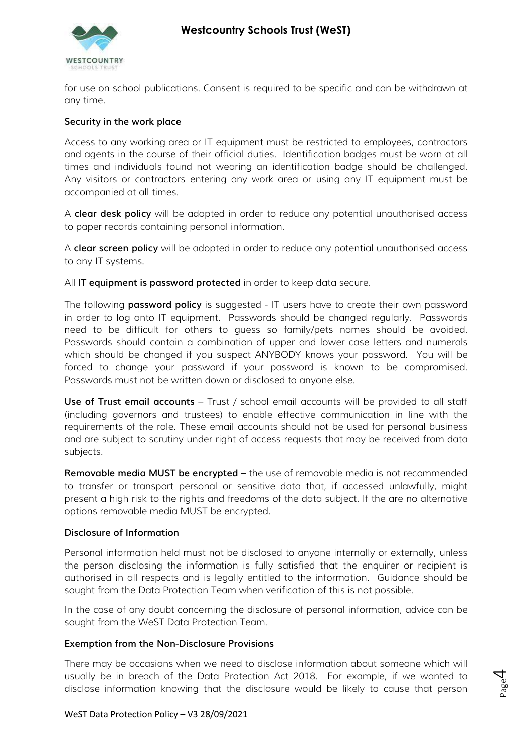for use on school publications. Consent is required to be specific and can be withdrawn at any time.

**Security in the work place**

Access to any working area or IT equipment must be restricted to employees, contractors and agents in the course of their official duties. Identification badges must be worn at all times and individuals found not wearing an identification badge should be challenged. Any visitors or contractors entering any work area or using any IT equipment must be accompanied at all times.

A **clear desk policy** will be adopted in order to reduce any potential unauthorised access to paper records containing personal information.

A **clear screen policy** will be adopted in order to reduce any potential unauthorised access to any IT systems.

All **IT equipment is password protected** in order to keep data secure.

The following **password policy** is suggested - IT users have to create their own password in order to log onto IT equipment. Passwords should be changed regularly. Passwords need to be difficult for others to guess so family/pets names should be avoided. Passwords should contain a combination of upper and lower case letters and numerals which should be changed if you suspect ANYBODY knows your password. You will be forced to change your password if your password is known to be compromised. Passwords must not be written down or disclosed to anyone else.

**Use of Trust email accounts** – Trust / school email accounts will be provided to all staff (including governors and trustees) to enable effective communication in line with the requirements of the role. These email accounts should not be used for personal business and are subject to scrutiny under right of access requests that may be received from data subjects.

**Removable media MUST be encrypted –** the use of removable media is not recommended to transfer or transport personal or sensitive data that, if accessed unlawfully, might present a high risk to the rights and freedoms of the data subject. If the are no alternative options removable media MUST be encrypted.

**Disclosure of Information**

Personal information held must not be disclosed to anyone internally or externally, unless the person disclosing the information is fully satisfied that the enquirer or recipient is authorised in all respects and is legally entitled to the information. Guidance should be sought from the Data Protection Team when verification of this is not possible.

In the case of any doubt concerning the disclosure of personal information, advice can be sought from the WeST Data Protection Team.

**Exemption from the Non-Disclosure Provisions**

There may be occasions when we need to disclose information about someone which will usually be in breach of the Data Protection Act 2018. For example, if we wanted to disclose information knowing that the disclosure would be likely to cause that person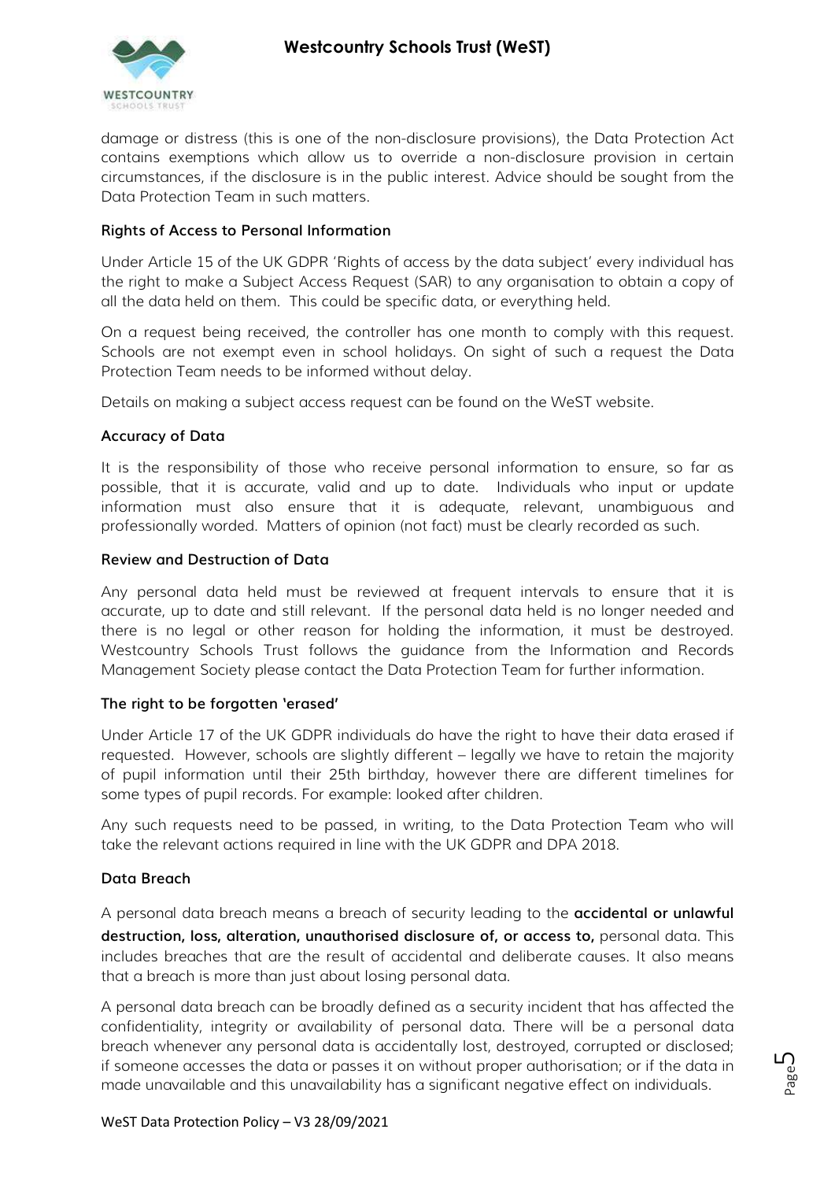damage or distress (this is one of the non-disclosure provisions), the Data Protection Act contains exemptions which allow us to override a non-disclosure provision in certain circumstances, if the disclosure is in the public interest. Advice should be sought from the Data Protection Team in such matters.

### Rights of Access to Personal Information

Under Article 15 of the UK GDPR 'Rights of access by the data subject' every individual has the right to make a Subject Access Request (SAR) to any organisation to obtain a copy of all the data held on them. This could be specific data, or everything held.

On a request being received, the controller has one month to comply with this request. Schools are not exempt even in school holidays. On sight of such a request the Data Protection Team needs to be informed without delay.

Details on making a subject access request can be found on the WeST website.

### Accuracy of Data

It is the responsibility of those who receive personal information to ensure, so far as possible, that it is accurate, valid and up to date. Individuals who input or update information must also ensure that it is adequate, relevant, unambiguous and professionally worded. Matters of opinion (not fact) must be clearly recorded as such.

### Review and Destruction of Data

Any personal data held must be reviewed at frequent intervals to ensure that it is accurate, up to date and still relevant. If the personal data held is no longer needed and there is no legal or other reason for holding the information, it must be destroyed. Westcountry Schools Trust follows the guidance from the Information and Records Management Society please contact the Data Protection Team for further information.

### The right to be forgotten 'erased'

Under Article 17 of the UK GDPR individuals do have the right to have their data erased if requested. However, schools are slightly different – legally we have to retain the majority of pupil information until their 25th birthday, however there are different timelines for some types of pupil records. For example: looked after children.

Any such requests need to be passed, in writing, to the Data Protection Team who will take the relevant actions required in line with the UK GDPR and DPA 2018.

### Data Breach

A personal data breach means a breach of security leading to the **accidental or unlawful destruction, loss, alteration, unauthorised disclosure of, or access to,** personal data. This includes breaches that are the result of accidental and deliberate causes. It also means that a breach is more than just about losing personal data.

A personal data breach can be broadly defined as a security incident that has affected the confidentiality, integrity or availability of personal data. There will be a personal data breach whenever any personal data is accidentally lost, destroyed, corrupted or disclosed; if someone accesses the data or passes it on without proper authorisation; or if the data in made unavailable and this unavailability has a significant negative effect on individuals.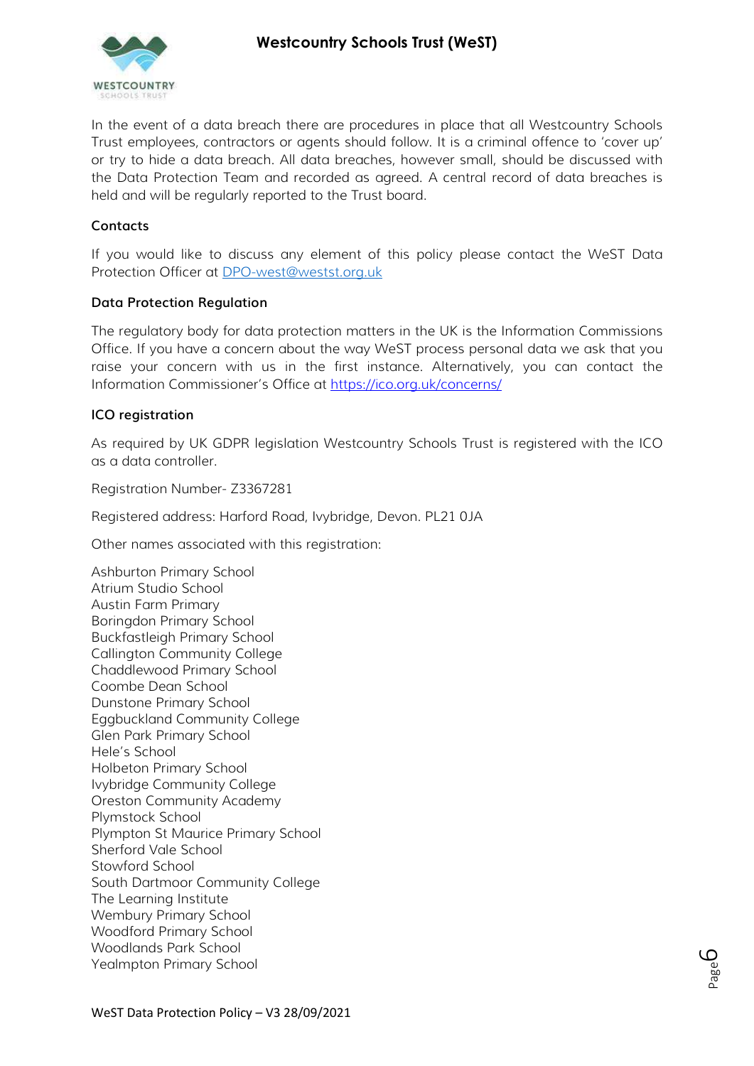In the event of a data breach there are procedures in place that all Westcountry Schools Trust employees, contractors or agents should follow. It is a criminal offence to 'cover up' or try to hide a data breach. All data breaches, however small, should be discussed with the Data Protection Team and recorded as agreed. A central record of data breaches is held and will be regularly reported to the Trust board.

**Contacts**

If you would like to discuss any element of this policy please contact the WeST Data Protection Officer at [DPO-west@westst.org.uk](mailto:DPO-west@westst.org.uk)

**Data Protection Regulation**

The regulatory body for data protection matters in the UK is the Information Commissions Office. If you have a concern about the way WeST process personal data we ask that you raise your concern with us in the first instance. Alternatively, you can contact the Information Commissioner's Office at [https://ico.org.uk/concerns/](https://ico.org.uk/concerns/)

**ICO registration**

As required by UK GDPR legislation Westcountry Schools Trust is registered with the ICO as a data controller.

Registration Number- Z3367281

Registered address: Harford Road, Ivybridge, Devon. PL21 0JA

Other names associated with this registration:

Ashburton Primary School
Atrium Studio School
Austin Farm Primary
Boringdon Primary School
Buckfastleigh Primary School
Callington Community College
Chaddlewood Primary School
Coombe Dean School
Dunstone Primary School
Eggbuckland Community College
Glen Park Primary School
Hele's School
Holbeton Primary School
Ivybridge Community College
Oreston Community Academy
Plymstock School
Plympton St Maurice Primary School
Sherford Vale School
Stowford School
South Dartmoor Community College
The Learning Institute
Wembury Primary School
Woodford Primary School
Woodlands Park School
Yealmpton Primary School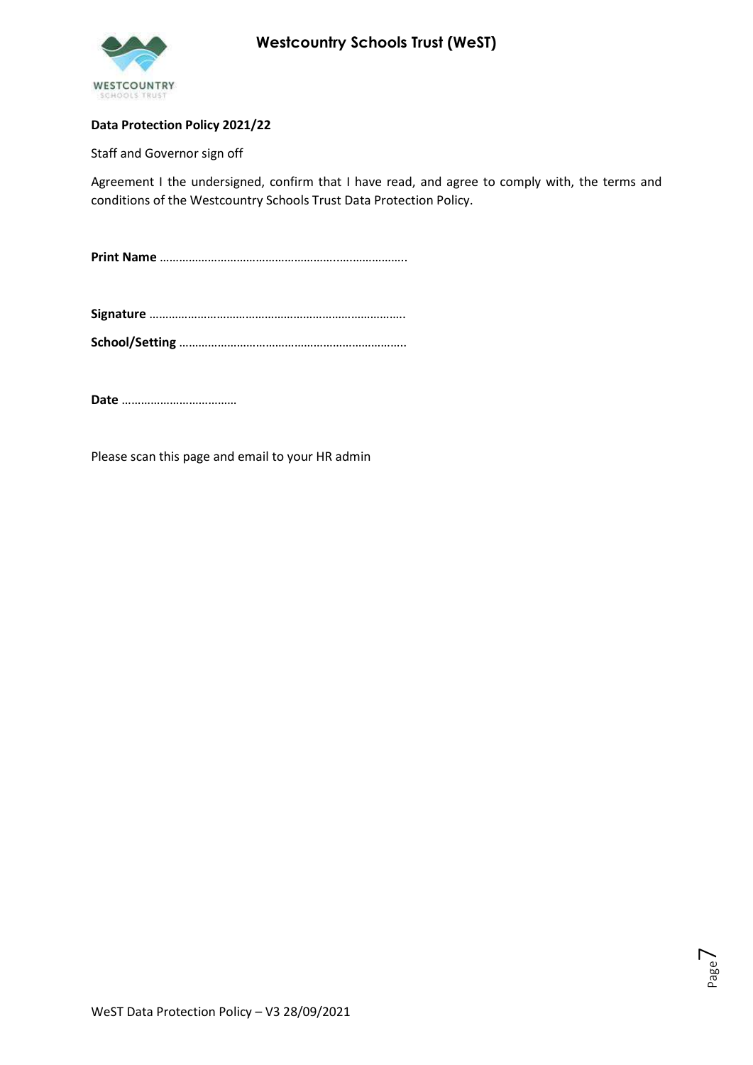**Data Protection Policy 2021/22**

Staff and Governor sign off

Agreement I the undersigned, confirm that I have read, and agree to comply with, the terms and conditions of the Westcountry Schools Trust Data Protection Policy.

**Print Name** …………………………………………………...................

**Signature** …………………………………………………………………….

**School/Setting** …………………………………………………………….

**Date** ………………………………

Please scan this page and email to your HR admin